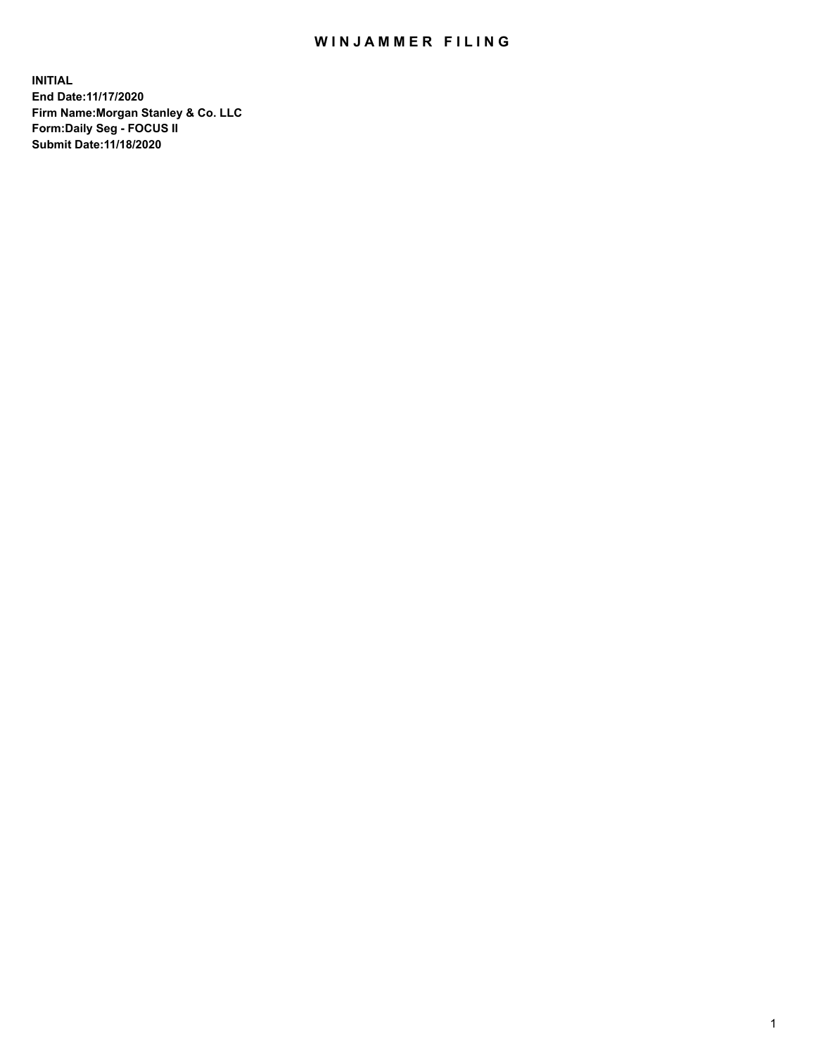# WINJAMMER FILING

**INITIAL**
**End Date:11/17/2020**
**Firm Name:Morgan Stanley & Co. LLC**
**Form:Daily Seg - FOCUS II**
**Submit Date:11/18/2020**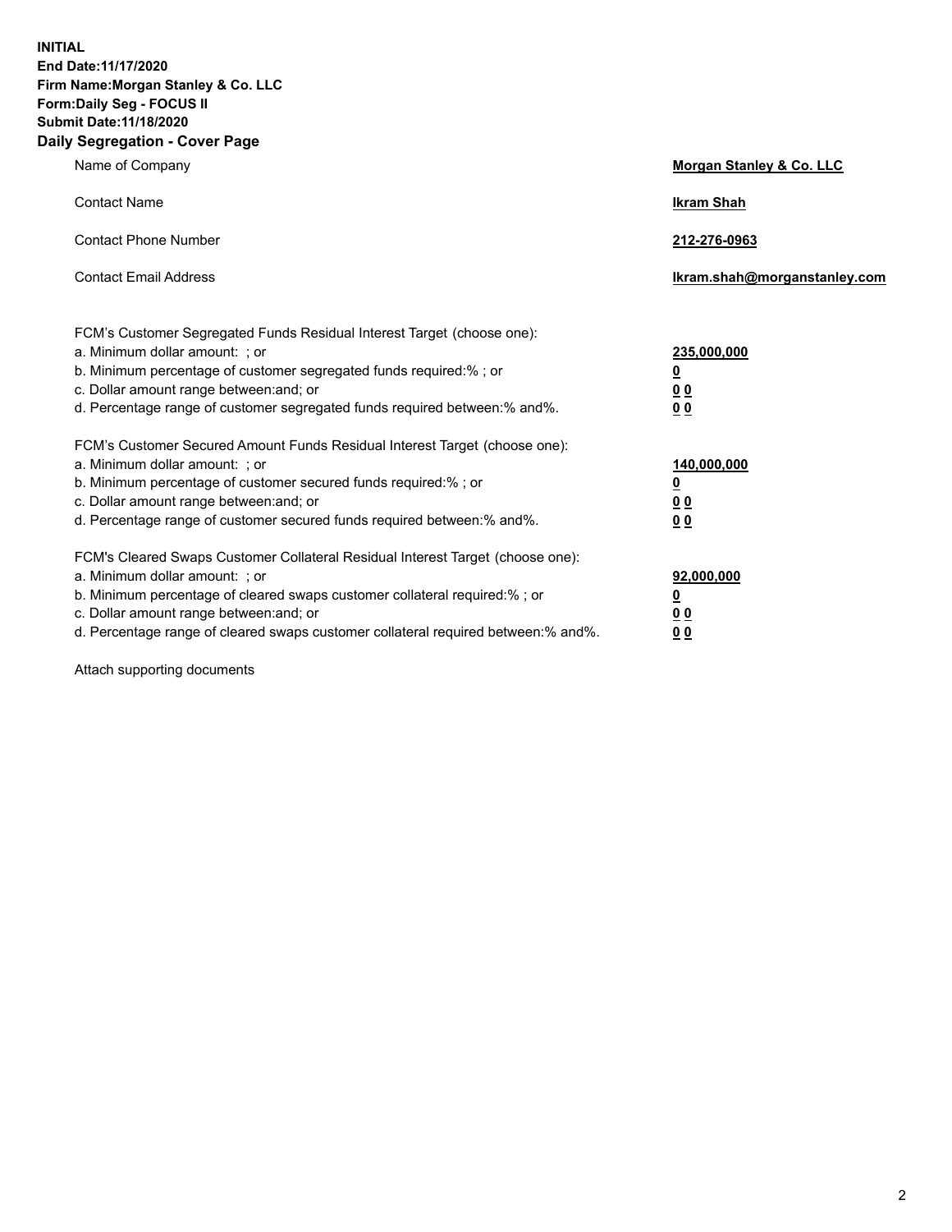**INITIAL**
**End Date:11/17/2020**
**Firm Name:Morgan Stanley & Co. LLC**
**Form:Daily Seg - FOCUS II**
**Submit Date:11/18/2020**
**Daily Segregation - Cover Page**

| | |
|---|---|
| Name of Company | **Morgan Stanley & Co. LLC** |
| Contact Name | **Ikram Shah** |
| Contact Phone Number | **212-276-0963** |
| Contact Email Address | **Ikram.shah@morganstanley.com** |

| | |
|---|---|
| FCM's Customer Segregated Funds Residual Interest Target (choose one): | |
| a. Minimum dollar amount: ; or | **235,000,000** |
| b. Minimum percentage of customer segregated funds required:% ; or | **0** |
| c. Dollar amount range between:and; or | **0 0** |
| d. Percentage range of customer segregated funds required between:% and%. | **0 0** |
| FCM's Customer Secured Amount Funds Residual Interest Target (choose one): | |
| a. Minimum dollar amount: ; or | **140,000,000** |
| b. Minimum percentage of customer secured funds required:% ; or | **0** |
| c. Dollar amount range between:and; or | **0 0** |
| d. Percentage range of customer secured funds required between:% and%. | **0 0** |
| FCM's Cleared Swaps Customer Collateral Residual Interest Target (choose one): | |
| a. Minimum dollar amount: ; or | **92,000,000** |
| b. Minimum percentage of cleared swaps customer collateral required:% ; or | **0** |
| c. Dollar amount range between:and; or | **0 0** |
| d. Percentage range of cleared swaps customer collateral required between:% and%. | **0 0** |

Attach supporting documents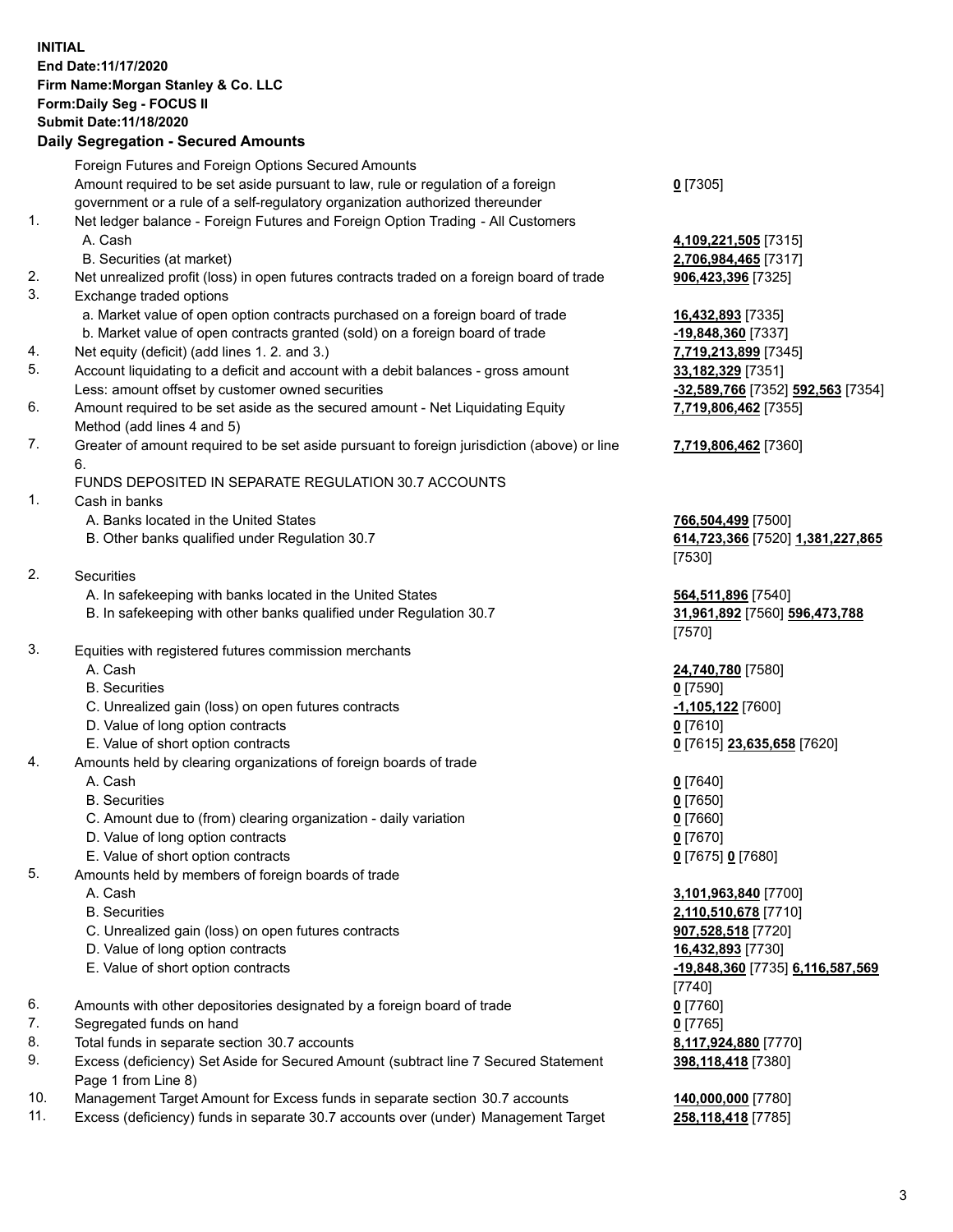**INITIAL**
**End Date:11/17/2020**
**Firm Name:Morgan Stanley & Co. LLC**
**Form:Daily Seg - FOCUS II**
**Submit Date:11/18/2020**

## Daily Segregation - Secured Amounts

| | | |
|---|---|---|
| | Foreign Futures and Foreign Options Secured Amounts | |
| | Amount required to be set aside pursuant to law, rule or regulation of a foreign government or a rule of a self-regulatory organization authorized thereunder | **0** [7305] |
| 1. | Net ledger balance - Foreign Futures and Foreign Option Trading - All Customers | |
| | A. Cash | **4,109,221,505** [7315] |
| | B. Securities (at market) | **2,706,984,465** [7317] |
| 2. | Net unrealized profit (loss) in open futures contracts traded on a foreign board of trade | **906,423,396** [7325] |
| 3. | Exchange traded options | |
| | a. Market value of open option contracts purchased on a foreign board of trade | **16,432,893** [7335] |
| | b. Market value of open contracts granted (sold) on a foreign board of trade | **-19,848,360** [7337] |
| 4. | Net equity (deficit) (add lines 1. 2. and 3.) | **7,719,213,899** [7345] |
| 5. | Account liquidating to a deficit and account with a debit balances - gross amount | **33,182,329** [7351] |
| | Less: amount offset by customer owned securities | **-32,589,766** [7352] **592,563** [7354] |
| 6. | Amount required to be set aside as the secured amount - Net Liquidating Equity Method (add lines 4 and 5) | **7,719,806,462** [7355] |
| 7. | Greater of amount required to be set aside pursuant to foreign jurisdiction (above) or line 6. | **7,719,806,462** [7360] |
| | FUNDS DEPOSITED IN SEPARATE REGULATION 30.7 ACCOUNTS | |
| 1. | Cash in banks | |
| | A. Banks located in the United States | **766,504,499** [7500] |
| | B. Other banks qualified under Regulation 30.7 | **614,723,366** [7520] **1,381,227,865** [7530] |
| 2. | Securities | |
| | A. In safekeeping with banks located in the United States | **564,511,896** [7540] |
| | B. In safekeeping with other banks qualified under Regulation 30.7 | **31,961,892** [7560] **596,473,788** [7570] |
| 3. | Equities with registered futures commission merchants | |
| | A. Cash | **24,740,780** [7580] |
| | B. Securities | **0** [7590] |
| | C. Unrealized gain (loss) on open futures contracts | **-1,105,122** [7600] |
| | D. Value of long option contracts | **0** [7610] |
| | E. Value of short option contracts | **0** [7615] **23,635,658** [7620] |
| 4. | Amounts held by clearing organizations of foreign boards of trade | |
| | A. Cash | **0** [7640] |
| | B. Securities | **0** [7650] |
| | C. Amount due to (from) clearing organization - daily variation | **0** [7660] |
| | D. Value of long option contracts | **0** [7670] |
| | E. Value of short option contracts | **0** [7675] **0** [7680] |
| 5. | Amounts held by members of foreign boards of trade | |
| | A. Cash | **3,101,963,840** [7700] |
| | B. Securities | **2,110,510,678** [7710] |
| | C. Unrealized gain (loss) on open futures contracts | **907,528,518** [7720] |
| | D. Value of long option contracts | **16,432,893** [7730] |
| | E. Value of short option contracts | **-19,848,360** [7735] **6,116,587,569** [7740] |
| 6. | Amounts with other depositories designated by a foreign board of trade | **0** [7760] |
| 7. | Segregated funds on hand | **0** [7765] |
| 8. | Total funds in separate section 30.7 accounts | **8,117,924,880** [7770] |
| 9. | Excess (deficiency) Set Aside for Secured Amount (subtract line 7 Secured Statement Page 1 from Line 8) | **398,118,418** [7380] |
| 10. | Management Target Amount for Excess funds in separate section 30.7 accounts | **140,000,000** [7780] |
| 11. | Excess (deficiency) funds in separate 30.7 accounts over (under) Management Target | **258,118,418** [7785] |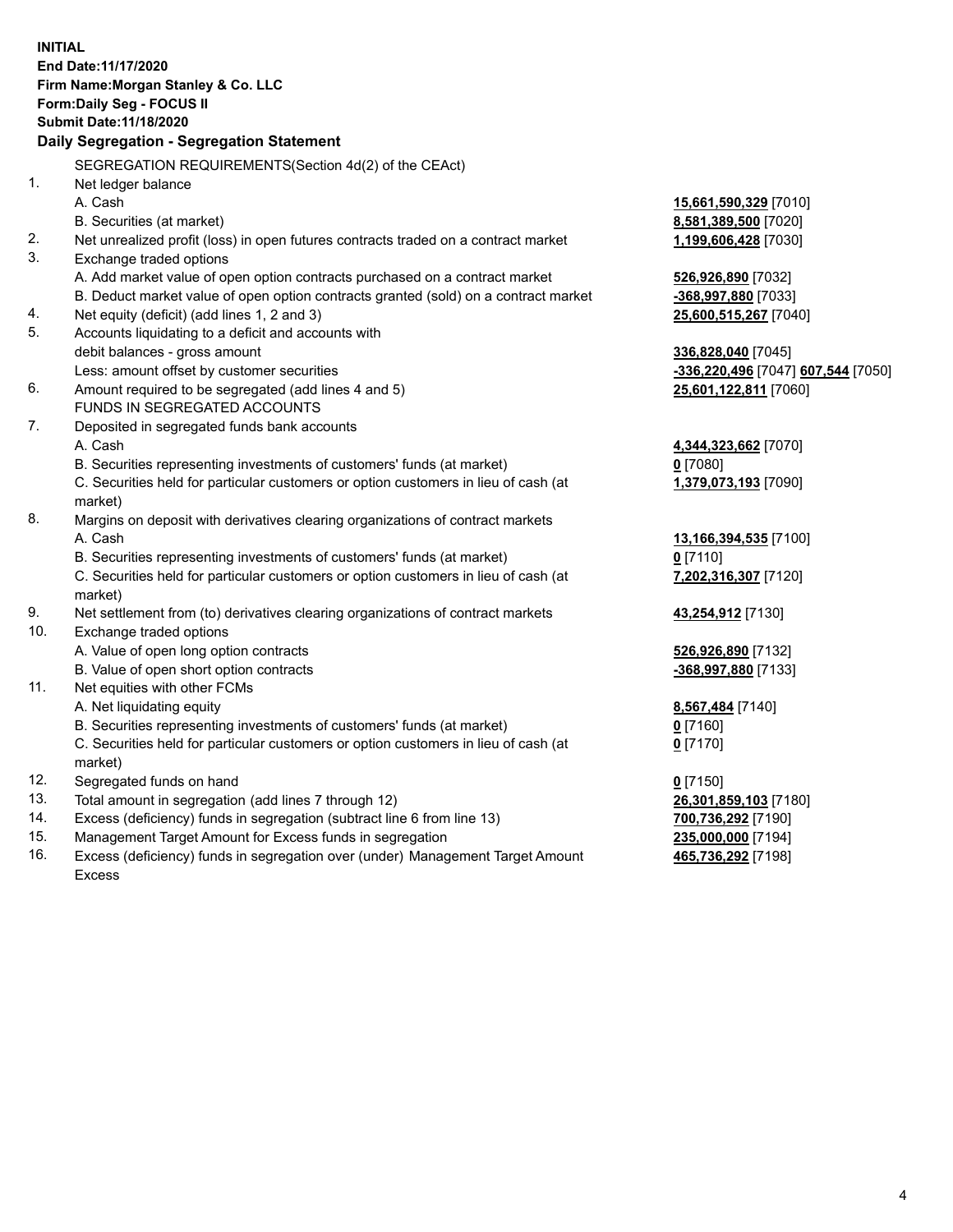**INITIAL**
**End Date:11/17/2020**
**Firm Name:Morgan Stanley & Co. LLC**
**Form:Daily Seg - FOCUS II**
**Submit Date:11/18/2020**

**Daily Segregation - Segregation Statement**

| | | |
|---|---|---|
| | SEGREGATION REQUIREMENTS(Section 4d(2) of the CEAct) | |
| 1. | Net ledger balance | |
| | A. Cash | **15,661,590,329** [7010] |
| | B. Securities (at market) | **8,581,389,500** [7020] |
| 2. | Net unrealized profit (loss) in open futures contracts traded on a contract market | **1,199,606,428** [7030] |
| 3. | Exchange traded options | |
| | A. Add market value of open option contracts purchased on a contract market | **526,926,890** [7032] |
| | B. Deduct market value of open option contracts granted (sold) on a contract market | **-368,997,880** [7033] |
| 4. | Net equity (deficit) (add lines 1, 2 and 3) | **25,600,515,267** [7040] |
| 5. | Accounts liquidating to a deficit and accounts with debit balances - gross amount | **336,828,040** [7045] |
| | Less: amount offset by customer securities | **-336,220,496** [7047] **607,544** [7050] |
| 6. | Amount required to be segregated (add lines 4 and 5) | **25,601,122,811** [7060] |
| | FUNDS IN SEGREGATED ACCOUNTS | |
| 7. | Deposited in segregated funds bank accounts | |
| | A. Cash | **4,344,323,662** [7070] |
| | B. Securities representing investments of customers' funds (at market) | **0** [7080] |
| | C. Securities held for particular customers or option customers in lieu of cash (at market) | **1,379,073,193** [7090] |
| 8. | Margins on deposit with derivatives clearing organizations of contract markets | |
| | A. Cash | **13,166,394,535** [7100] |
| | B. Securities representing investments of customers' funds (at market) | **0** [7110] |
| | C. Securities held for particular customers or option customers in lieu of cash (at market) | **7,202,316,307** [7120] |
| 9. | Net settlement from (to) derivatives clearing organizations of contract markets | **43,254,912** [7130] |
| 10. | Exchange traded options | |
| | A. Value of open long option contracts | **526,926,890** [7132] |
| | B. Value of open short option contracts | **-368,997,880** [7133] |
| 11. | Net equities with other FCMs | |
| | A. Net liquidating equity | **8,567,484** [7140] |
| | B. Securities representing investments of customers' funds (at market) | **0** [7160] |
| | C. Securities held for particular customers or option customers in lieu of cash (at market) | **0** [7170] |
| 12. | Segregated funds on hand | **0** [7150] |
| 13. | Total amount in segregation (add lines 7 through 12) | **26,301,859,103** [7180] |
| 14. | Excess (deficiency) funds in segregation (subtract line 6 from line 13) | **700,736,292** [7190] |
| 15. | Management Target Amount for Excess funds in segregation | **235,000,000** [7194] |
| 16. | Excess (deficiency) funds in segregation over (under) Management Target Amount Excess | **465,736,292** [7198] |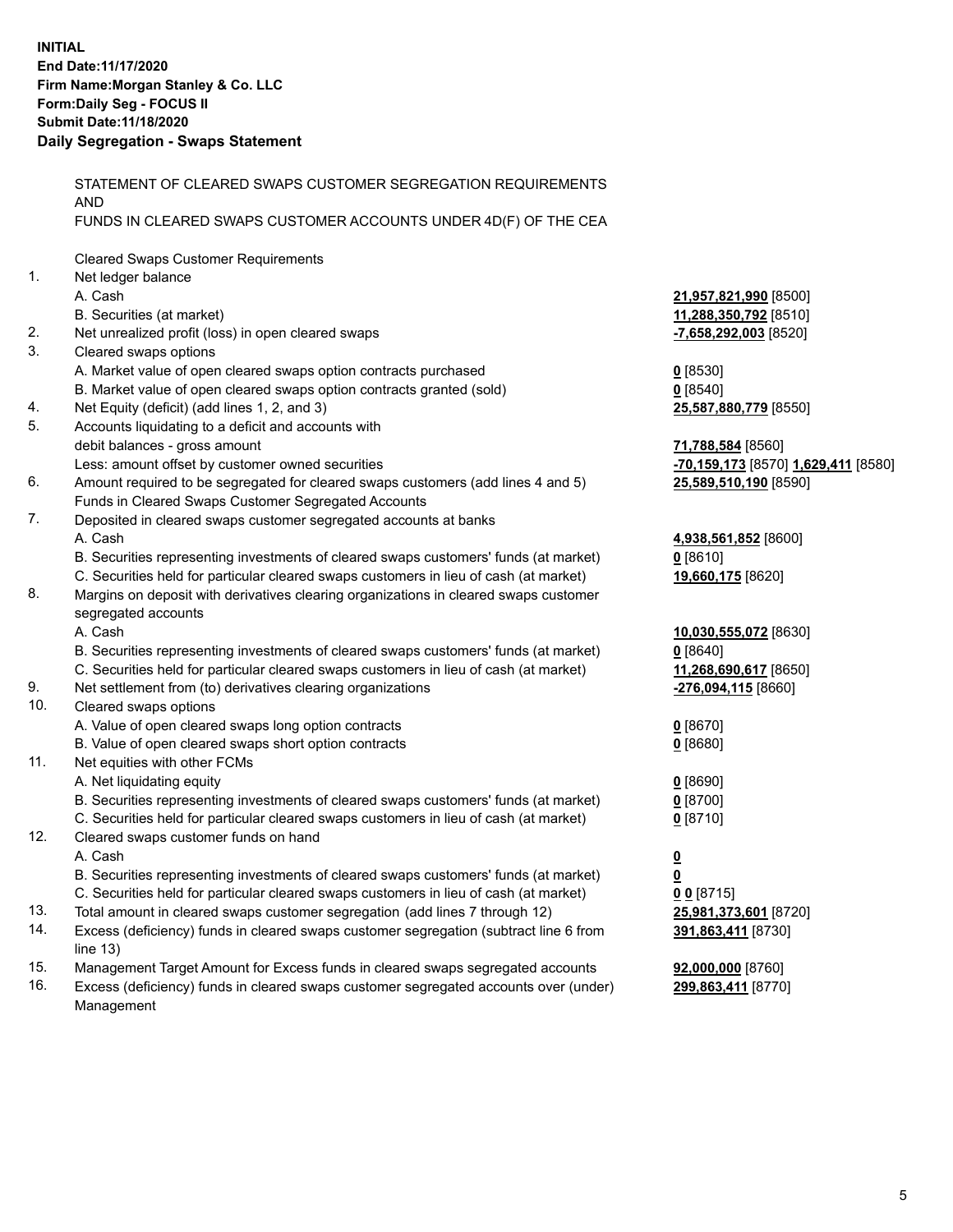**INITIAL**
**End Date:11/17/2020**
**Firm Name:Morgan Stanley & Co. LLC**
**Form:Daily Seg - FOCUS II**
**Submit Date:11/18/2020**
**Daily Segregation - Swaps Statement**

STATEMENT OF CLEARED SWAPS CUSTOMER SEGREGATION REQUIREMENTS AND FUNDS IN CLEARED SWAPS CUSTOMER ACCOUNTS UNDER 4D(F) OF THE CEA

| | | |
|---|---|---|
| | Cleared Swaps Customer Requirements | |
| 1. | Net ledger balance | |
| | A. Cash | **21,957,821,990** [8500] |
| | B. Securities (at market) | **11,288,350,792** [8510] |
| 2. | Net unrealized profit (loss) in open cleared swaps | **-7,658,292,003** [8520] |
| 3. | Cleared swaps options | |
| | A. Market value of open cleared swaps option contracts purchased | **0** [8530] |
| | B. Market value of open cleared swaps option contracts granted (sold) | **0** [8540] |
| 4. | Net Equity (deficit) (add lines 1, 2, and 3) | **25,587,880,779** [8550] |
| 5. | Accounts liquidating to a deficit and accounts with debit balances - gross amount | **71,788,584** [8560] |
| | Less: amount offset by customer owned securities | **-70,159,173** [8570] **1,629,411** [8580] |
| 6. | Amount required to be segregated for cleared swaps customers (add lines 4 and 5) | **25,589,510,190** [8590] |
| | Funds in Cleared Swaps Customer Segregated Accounts | |
| 7. | Deposited in cleared swaps customer segregated accounts at banks | |
| | A. Cash | **4,938,561,852** [8600] |
| | B. Securities representing investments of cleared swaps customers' funds (at market) | **0** [8610] |
| | C. Securities held for particular cleared swaps customers in lieu of cash (at market) | **19,660,175** [8620] |
| 8. | Margins on deposit with derivatives clearing organizations in cleared swaps customer segregated accounts | |
| | A. Cash | **10,030,555,072** [8630] |
| | B. Securities representing investments of cleared swaps customers' funds (at market) | **0** [8640] |
| | C. Securities held for particular cleared swaps customers in lieu of cash (at market) | **11,268,690,617** [8650] |
| 9. | Net settlement from (to) derivatives clearing organizations | **-276,094,115** [8660] |
| 10. | Cleared swaps options | |
| | A. Value of open cleared swaps long option contracts | **0** [8670] |
| | B. Value of open cleared swaps short option contracts | **0** [8680] |
| 11. | Net equities with other FCMs | |
| | A. Net liquidating equity | **0** [8690] |
| | B. Securities representing investments of cleared swaps customers' funds (at market) | **0** [8700] |
| | C. Securities held for particular cleared swaps customers in lieu of cash (at market) | **0** [8710] |
| 12. | Cleared swaps customer funds on hand | |
| | A. Cash | **0** |
| | B. Securities representing investments of cleared swaps customers' funds (at market) | **0** |
| | C. Securities held for particular cleared swaps customers in lieu of cash (at market) | **0** **0** [8715] |
| 13. | Total amount in cleared swaps customer segregation (add lines 7 through 12) | **25,981,373,601** [8720] |
| 14. | Excess (deficiency) funds in cleared swaps customer segregation (subtract line 6 from line 13) | **391,863,411** [8730] |
| 15. | Management Target Amount for Excess funds in cleared swaps segregated accounts | **92,000,000** [8760] |
| 16. | Excess (deficiency) funds in cleared swaps customer segregated accounts over (under) Management | **299,863,411** [8770] |